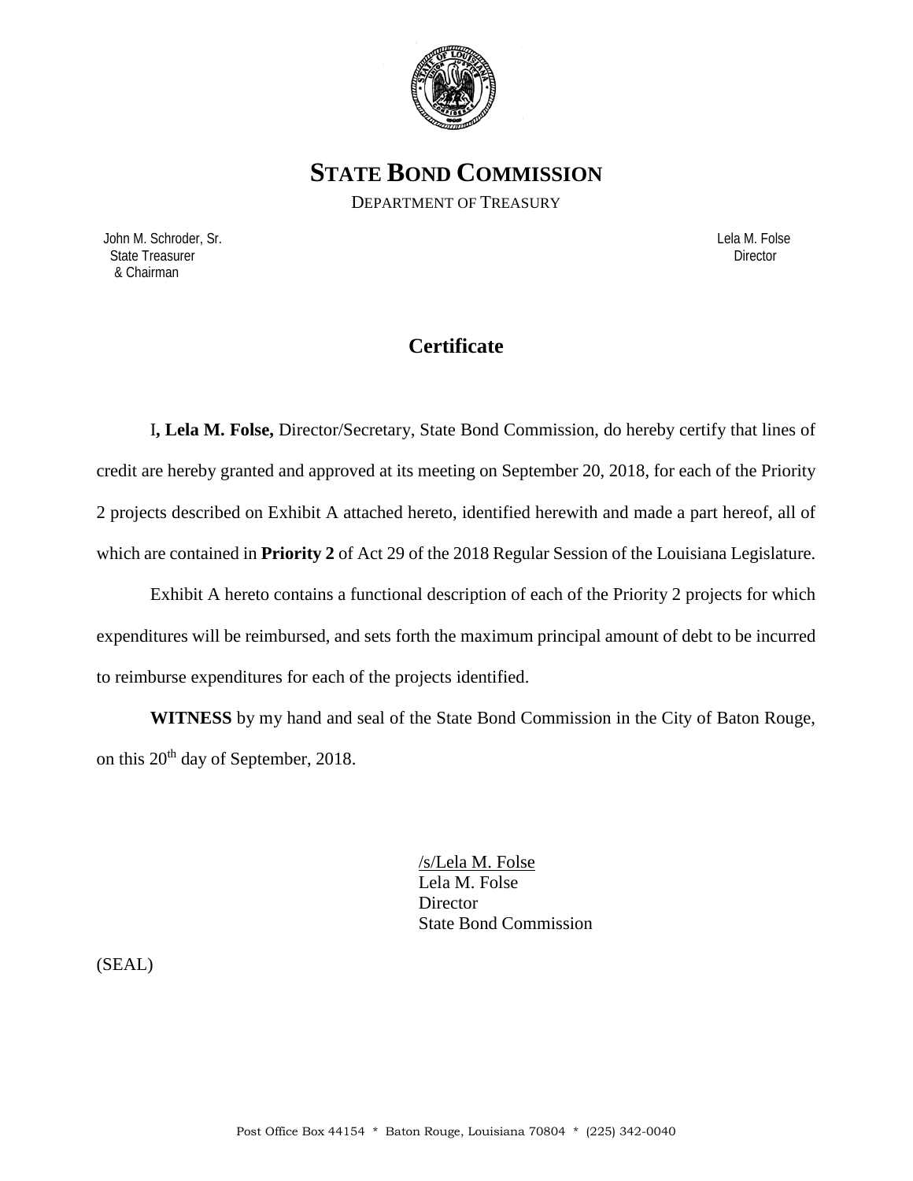# STATE BOND COMMISSION

DEPARTMENT OF TREASURY

John M. Schroder, Sr.
State Treasurer
& Chairman

Lela M. Folse
Director

## Certificate

I**, Lela M. Folse,** Director/Secretary, State Bond Commission, do hereby certify that lines of credit are hereby granted and approved at its meeting on September 20, 2018, for each of the Priority 2 projects described on Exhibit A attached hereto, identified herewith and made a part hereof, all of which are contained in **Priority 2** of Act 29 of the 2018 Regular Session of the Louisiana Legislature.

Exhibit A hereto contains a functional description of each of the Priority 2 projects for which expenditures will be reimbursed, and sets forth the maximum principal amount of debt to be incurred to reimburse expenditures for each of the projects identified.

**WITNESS** by my hand and seal of the State Bond Commission in the City of Baton Rouge, on this 20th day of September, 2018.

/s/Lela M. Folse
Lela M. Folse
Director
State Bond Commission

(SEAL)

Post Office Box 44154 * Baton Rouge, Louisiana 70804 * (225) 342-0040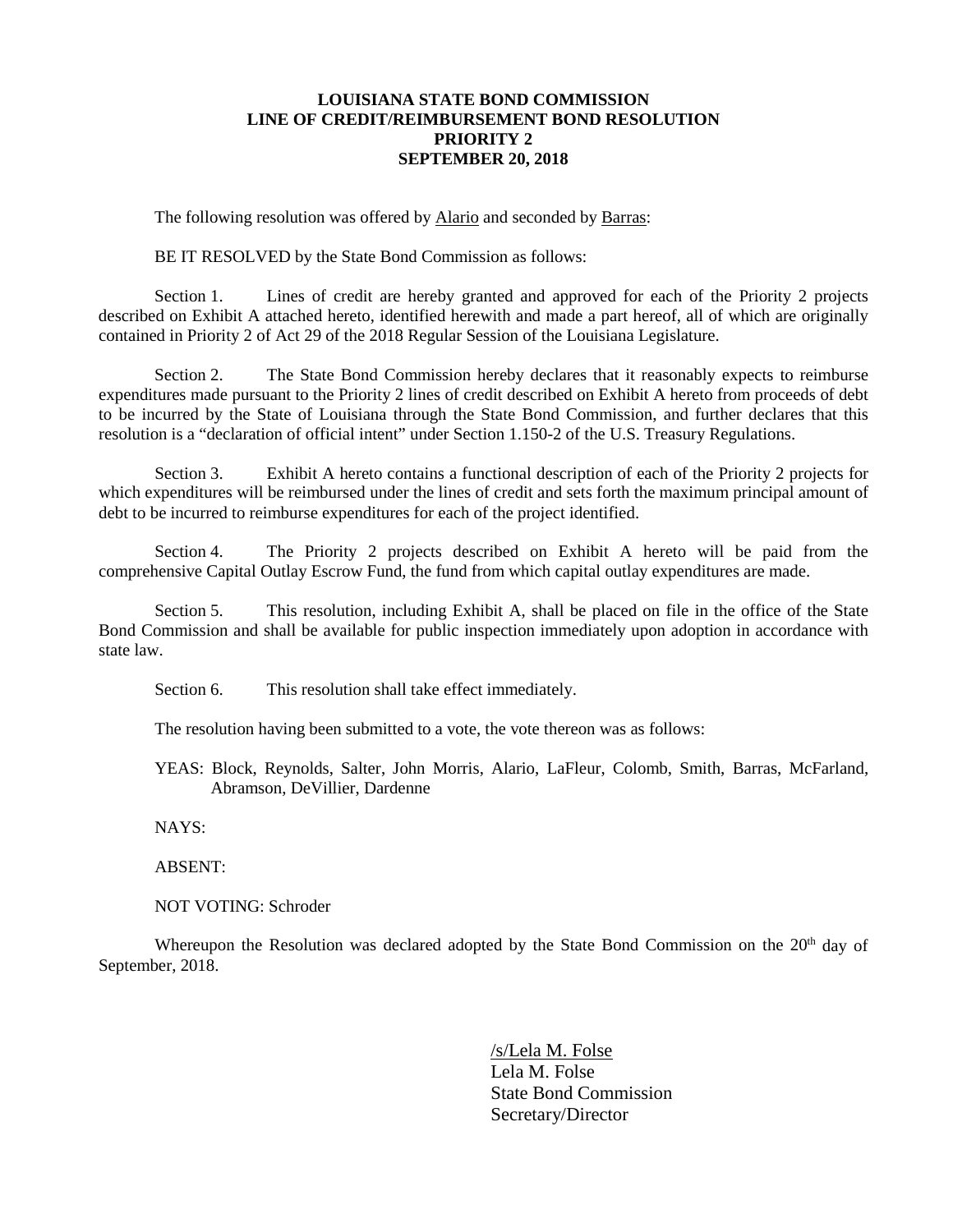**LOUISIANA STATE BOND COMMISSION**
**LINE OF CREDIT/REIMBURSEMENT BOND RESOLUTION**
**PRIORITY 2**
**SEPTEMBER 20, 2018**

The following resolution was offered by Alario and seconded by Barras:

BE IT RESOLVED by the State Bond Commission as follows:

Section 1. Lines of credit are hereby granted and approved for each of the Priority 2 projects described on Exhibit A attached hereto, identified herewith and made a part hereof, all of which are originally contained in Priority 2 of Act 29 of the 2018 Regular Session of the Louisiana Legislature.

Section 2. The State Bond Commission hereby declares that it reasonably expects to reimburse expenditures made pursuant to the Priority 2 lines of credit described on Exhibit A hereto from proceeds of debt to be incurred by the State of Louisiana through the State Bond Commission, and further declares that this resolution is a "declaration of official intent" under Section 1.150-2 of the U.S. Treasury Regulations.

Section 3. Exhibit A hereto contains a functional description of each of the Priority 2 projects for which expenditures will be reimbursed under the lines of credit and sets forth the maximum principal amount of debt to be incurred to reimburse expenditures for each of the project identified.

Section 4. The Priority 2 projects described on Exhibit A hereto will be paid from the comprehensive Capital Outlay Escrow Fund, the fund from which capital outlay expenditures are made.

Section 5. This resolution, including Exhibit A, shall be placed on file in the office of the State Bond Commission and shall be available for public inspection immediately upon adoption in accordance with state law.

Section 6. This resolution shall take effect immediately.

The resolution having been submitted to a vote, the vote thereon was as follows:

YEAS: Block, Reynolds, Salter, John Morris, Alario, LaFleur, Colomb, Smith, Barras, McFarland, Abramson, DeVillier, Dardenne

NAYS:

ABSENT:

NOT VOTING: Schroder

Whereupon the Resolution was declared adopted by the State Bond Commission on the 20th day of September, 2018.

/s/Lela M. Folse
Lela M. Folse
State Bond Commission
Secretary/Director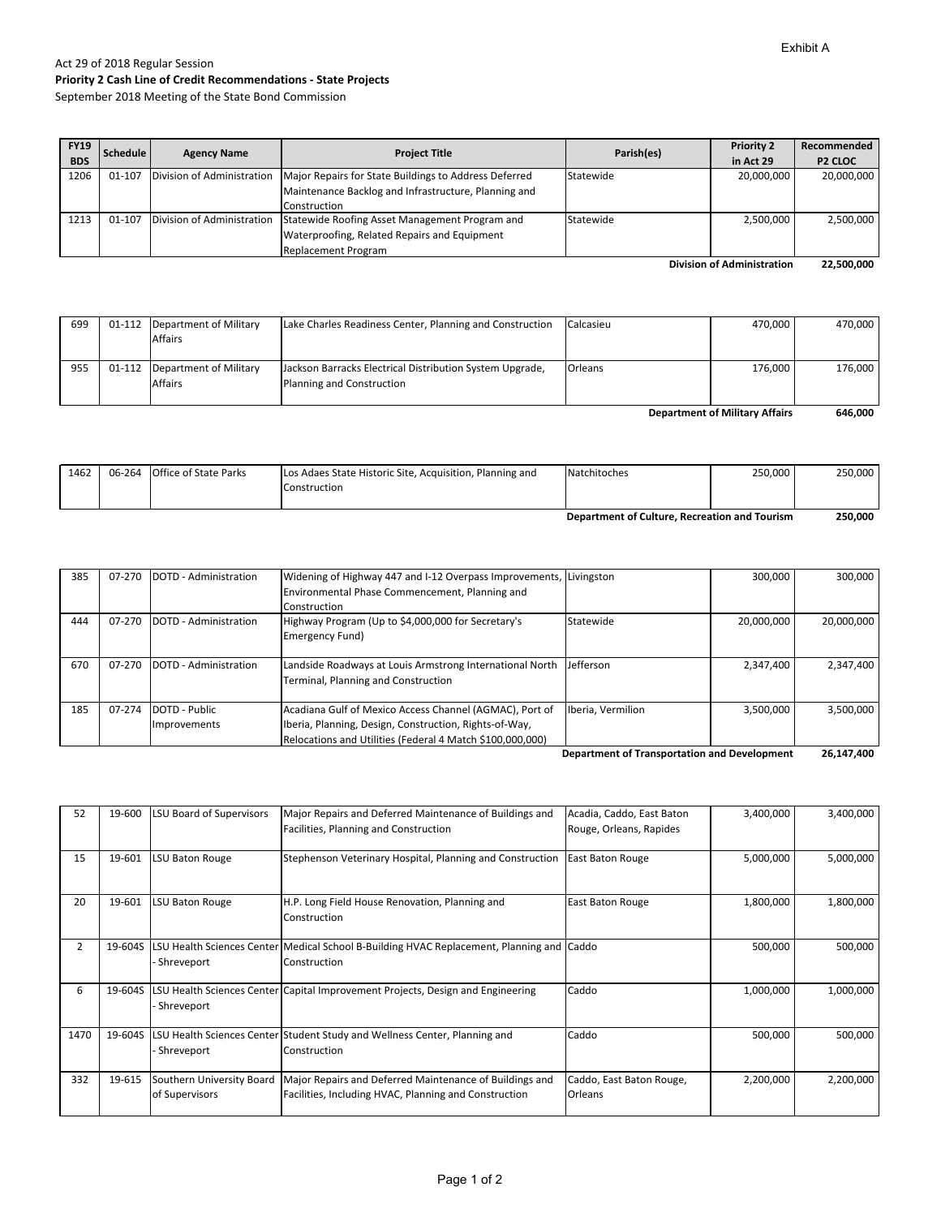Exhibit A

Act 29 of 2018 Regular Session
**Priority 2 Cash Line of Credit Recommendations - State Projects**
September 2018 Meeting of the State Bond Commission

| FY19 BDS | Schedule | Agency Name | Project Title | Parish(es) | Priority 2 in Act 29 | Recommended P2 CLOC |
|---|---|---|---|---|---|---|
| 1206 | 01-107 | Division of Administration | Major Repairs for State Buildings to Address Deferred Maintenance Backlog and Infrastructure, Planning and Construction | Statewide | 20,000,000 | 20,000,000 |
| 1213 | 01-107 | Division of Administration | Statewide Roofing Asset Management Program and Waterproofing, Related Repairs and Equipment Replacement Program | Statewide | 2,500,000 | 2,500,000 |
| | | | | | **Division of Administration** | **22,500,000** |
| 699 | 01-112 | Department of Military Affairs | Lake Charles Readiness Center, Planning and Construction | Calcasieu | 470,000 | 470,000 |
| 955 | 01-112 | Department of Military Affairs | Jackson Barracks Electrical Distribution System Upgrade, Planning and Construction | Orleans | 176,000 | 176,000 |
| | | | | | **Department of Military Affairs** | **646,000** |
| 1462 | 06-264 | Office of State Parks | Los Adaes State Historic Site, Acquisition, Planning and Construction | Natchitoches | 250,000 | 250,000 |
| | | | | | **Department of Culture, Recreation and Tourism** | **250,000** |
| 385 | 07-270 | DOTD - Administration | Widening of Highway 447 and I-12 Overpass Improvements, Environmental Phase Commencement, Planning and Construction | Livingston | 300,000 | 300,000 |
| 444 | 07-270 | DOTD - Administration | Highway Program (Up to $4,000,000 for Secretary's Emergency Fund) | Statewide | 20,000,000 | 20,000,000 |
| 670 | 07-270 | DOTD - Administration | Landside Roadways at Louis Armstrong International North Terminal, Planning and Construction | Jefferson | 2,347,400 | 2,347,400 |
| 185 | 07-274 | DOTD - Public Improvements | Acadiana Gulf of Mexico Access Channel (AGMAC), Port of Iberia, Planning, Design, Construction, Rights-of-Way, Relocations and Utilities (Federal 4 Match $100,000,000) | Iberia, Vermilion | 3,500,000 | 3,500,000 |
| | | | | | **Department of Transportation and Development** | **26,147,400** |
| 52 | 19-600 | LSU Board of Supervisors | Major Repairs and Deferred Maintenance of Buildings and Facilities, Planning and Construction | Acadia, Caddo, East Baton Rouge, Orleans, Rapides | 3,400,000 | 3,400,000 |
| 15 | 19-601 | LSU Baton Rouge | Stephenson Veterinary Hospital, Planning and Construction | East Baton Rouge | 5,000,000 | 5,000,000 |
| 20 | 19-601 | LSU Baton Rouge | H.P. Long Field House Renovation, Planning and Construction | East Baton Rouge | 1,800,000 | 1,800,000 |
| 2 | 19-604S | LSU Health Sciences Center - Shreveport | Medical School B-Building HVAC Replacement, Planning and Construction | Caddo | 500,000 | 500,000 |
| 6 | 19-604S | LSU Health Sciences Center - Shreveport | Capital Improvement Projects, Design and Engineering | Caddo | 1,000,000 | 1,000,000 |
| 1470 | 19-604S | LSU Health Sciences Center - Shreveport | Student Study and Wellness Center, Planning and Construction | Caddo | 500,000 | 500,000 |
| 332 | 19-615 | Southern University Board of Supervisors | Major Repairs and Deferred Maintenance of Buildings and Facilities, Including HVAC, Planning and Construction | Caddo, East Baton Rouge, Orleans | 2,200,000 | 2,200,000 |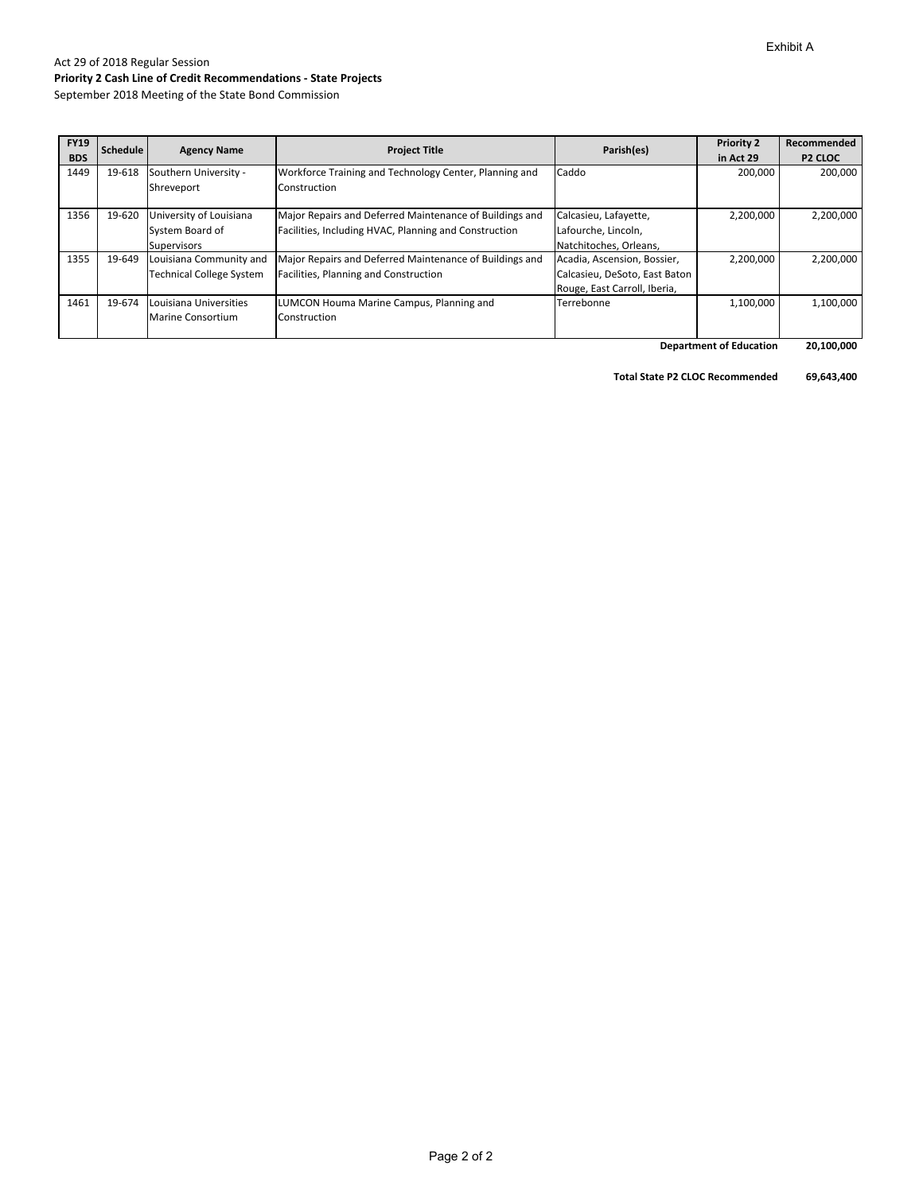Exhibit A

Act 29 of 2018 Regular Session
**Priority 2 Cash Line of Credit Recommendations - State Projects**
September 2018 Meeting of the State Bond Commission

| FY19 BDS | Schedule | Agency Name | Project Title | Parish(es) | Priority 2 in Act 29 | Recommended P2 CLOC |
|---|---|---|---|---|---|---|
| 1449 | 19-618 | Southern University - Shreveport | Workforce Training and Technology Center, Planning and Construction | Caddo | 200,000 | 200,000 |
| 1356 | 19-620 | University of Louisiana System Board of Supervisors | Major Repairs and Deferred Maintenance of Buildings and Facilities, Including HVAC, Planning and Construction | Calcasieu, Lafayette, Lafourche, Lincoln, Natchitoches, Orleans, | 2,200,000 | 2,200,000 |
| 1355 | 19-649 | Louisiana Community and Technical College System | Major Repairs and Deferred Maintenance of Buildings and Facilities, Planning and Construction | Acadia, Ascension, Bossier, Calcasieu, DeSoto, East Baton Rouge, East Carroll, Iberia, | 2,200,000 | 2,200,000 |
| 1461 | 19-674 | Louisiana Universities Marine Consortium | LUMCON Houma Marine Campus, Planning and Construction | Terrebonne | 1,100,000 | 1,100,000 |
| | | | | | **Department of Education** | **20,100,000** |
| | | | | | **Total State P2 CLOC Recommended** | **69,643,400** |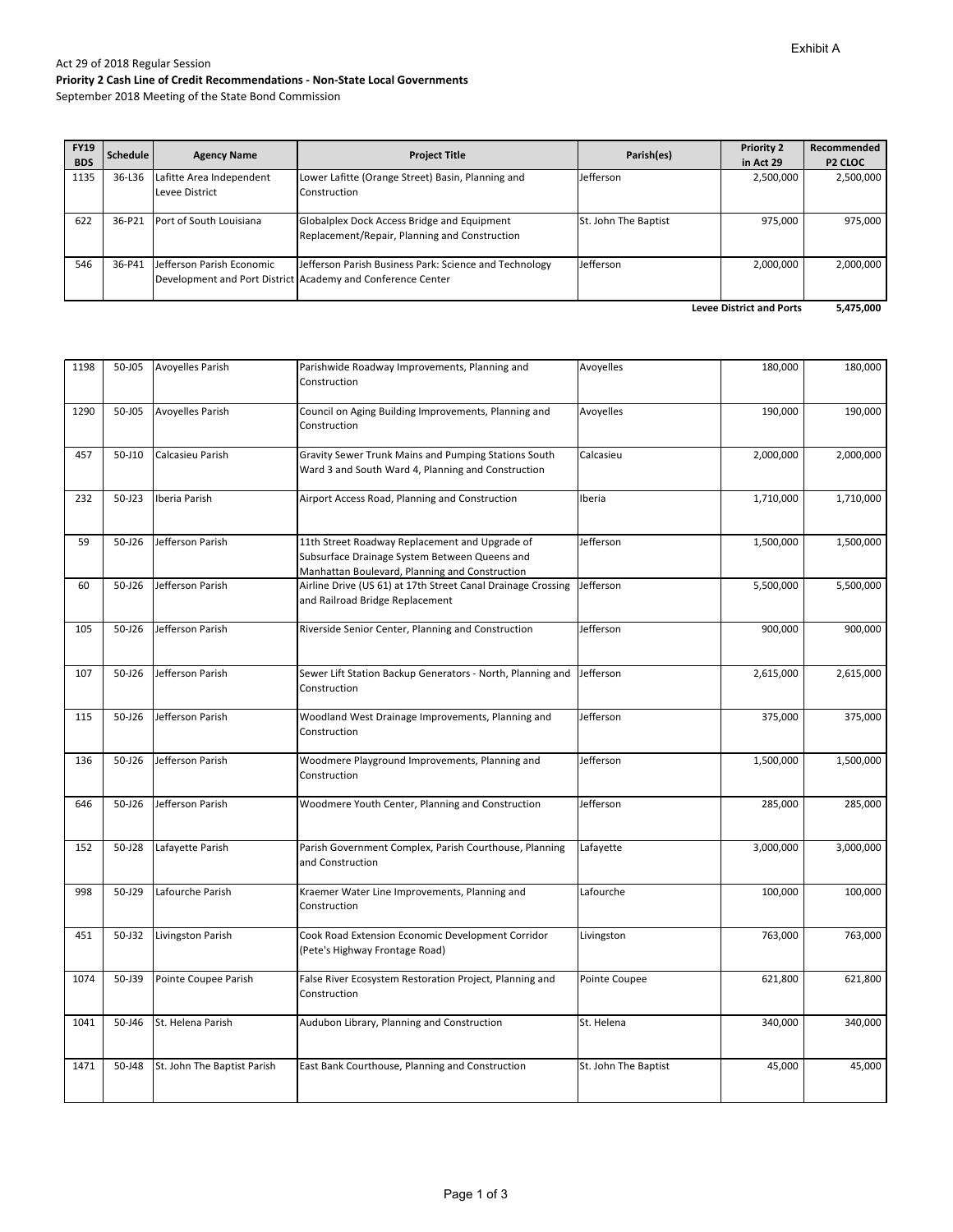Exhibit A

Act 29 of 2018 Regular Session
**Priority 2 Cash Line of Credit Recommendations - Non-State Local Governments**
September 2018 Meeting of the State Bond Commission

| FY19 BDS | Schedule | Agency Name | Project Title | Parish(es) | Priority 2 in Act 29 | Recommended P2 CLOC |
|---|---|---|---|---|---|---|
| 1135 | 36-L36 | Lafitte Area Independent Levee District | Lower Lafitte (Orange Street) Basin, Planning and Construction | Jefferson | 2,500,000 | 2,500,000 |
| 622 | 36-P21 | Port of South Louisiana | Globalplex Dock Access Bridge and Equipment Replacement/Repair, Planning and Construction | St. John The Baptist | 975,000 | 975,000 |
| 546 | 36-P41 | Jefferson Parish Economic Development and Port District | Jefferson Parish Business Park: Science and Technology Academy and Conference Center | Jefferson | 2,000,000 | 2,000,000 |
| | | | | | **Levee District and Ports** | **5,475,000** |

| FY19 BDS | Schedule | Agency Name | Project Title | Parish(es) | Priority 2 in Act 29 | Recommended P2 CLOC |
|---|---|---|---|---|---|---|
| 1198 | 50-J05 | Avoyelles Parish | Parishwide Roadway Improvements, Planning and Construction | Avoyelles | 180,000 | 180,000 |
| 1290 | 50-J05 | Avoyelles Parish | Council on Aging Building Improvements, Planning and Construction | Avoyelles | 190,000 | 190,000 |
| 457 | 50-J10 | Calcasieu Parish | Gravity Sewer Trunk Mains and Pumping Stations South Ward 3 and South Ward 4, Planning and Construction | Calcasieu | 2,000,000 | 2,000,000 |
| 232 | 50-J23 | Iberia Parish | Airport Access Road, Planning and Construction | Iberia | 1,710,000 | 1,710,000 |
| 59 | 50-J26 | Jefferson Parish | 11th Street Roadway Replacement and Upgrade of Subsurface Drainage System Between Queens and Manhattan Boulevard, Planning and Construction | Jefferson | 1,500,000 | 1,500,000 |
| 60 | 50-J26 | Jefferson Parish | Airline Drive (US 61) at 17th Street Canal Drainage Crossing and Railroad Bridge Replacement | Jefferson | 5,500,000 | 5,500,000 |
| 105 | 50-J26 | Jefferson Parish | Riverside Senior Center, Planning and Construction | Jefferson | 900,000 | 900,000 |
| 107 | 50-J26 | Jefferson Parish | Sewer Lift Station Backup Generators - North, Planning and Construction | Jefferson | 2,615,000 | 2,615,000 |
| 115 | 50-J26 | Jefferson Parish | Woodland West Drainage Improvements, Planning and Construction | Jefferson | 375,000 | 375,000 |
| 136 | 50-J26 | Jefferson Parish | Woodmere Playground Improvements, Planning and Construction | Jefferson | 1,500,000 | 1,500,000 |
| 646 | 50-J26 | Jefferson Parish | Woodmere Youth Center, Planning and Construction | Jefferson | 285,000 | 285,000 |
| 152 | 50-J28 | Lafayette Parish | Parish Government Complex, Parish Courthouse, Planning and Construction | Lafayette | 3,000,000 | 3,000,000 |
| 998 | 50-J29 | Lafourche Parish | Kraemer Water Line Improvements, Planning and Construction | Lafourche | 100,000 | 100,000 |
| 451 | 50-J32 | Livingston Parish | Cook Road Extension Economic Development Corridor (Pete's Highway Frontage Road) | Livingston | 763,000 | 763,000 |
| 1074 | 50-J39 | Pointe Coupee Parish | False River Ecosystem Restoration Project, Planning and Construction | Pointe Coupee | 621,800 | 621,800 |
| 1041 | 50-J46 | St. Helena Parish | Audubon Library, Planning and Construction | St. Helena | 340,000 | 340,000 |
| 1471 | 50-J48 | St. John The Baptist Parish | East Bank Courthouse, Planning and Construction | St. John The Baptist | 45,000 | 45,000 |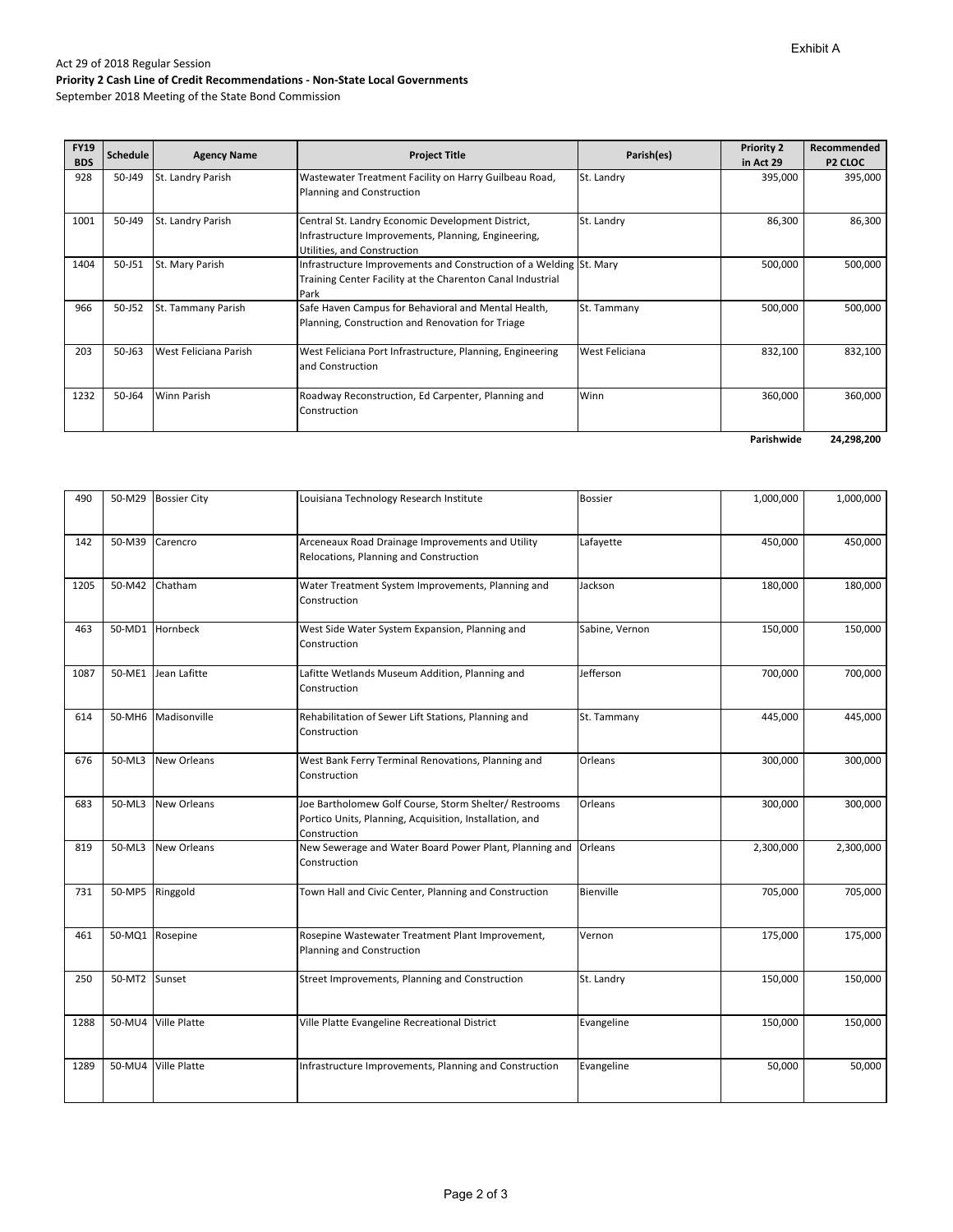Exhibit A

Act 29 of 2018 Regular Session
**Priority 2 Cash Line of Credit Recommendations - Non-State Local Governments**
September 2018 Meeting of the State Bond Commission

| FY19 BDS | Schedule | Agency Name | Project Title | Parish(es) | Priority 2 in Act 29 | Recommended P2 CLOC |
|---|---|---|---|---|---|---|
| 928 | 50-J49 | St. Landry Parish | Wastewater Treatment Facility on Harry Guilbeau Road, Planning and Construction | St. Landry | 395,000 | 395,000 |
| 1001 | 50-J49 | St. Landry Parish | Central St. Landry Economic Development District, Infrastructure Improvements, Planning, Engineering, Utilities, and Construction | St. Landry | 86,300 | 86,300 |
| 1404 | 50-J51 | St. Mary Parish | Infrastructure Improvements and Construction of a Welding Training Center Facility at the Charenton Canal Industrial Park | St. Mary | 500,000 | 500,000 |
| 966 | 50-J52 | St. Tammany Parish | Safe Haven Campus for Behavioral and Mental Health, Planning, Construction and Renovation for Triage | St. Tammany | 500,000 | 500,000 |
| 203 | 50-J63 | West Feliciana Parish | West Feliciana Port Infrastructure, Planning, Engineering and Construction | West Feliciana | 832,100 | 832,100 |
| 1232 | 50-J64 | Winn Parish | Roadway Reconstruction, Ed Carpenter, Planning and Construction | Winn | 360,000 | 360,000 |
| | | | | | **Parishwide** | **24,298,200** |

| FY19 BDS | Schedule | Agency Name | Project Title | Parish(es) | Priority 2 in Act 29 | Recommended P2 CLOC |
|---|---|---|---|---|---|---|
| 490 | 50-M29 | Bossier City | Louisiana Technology Research Institute | Bossier | 1,000,000 | 1,000,000 |
| 142 | 50-M39 | Carencro | Arceneaux Road Drainage Improvements and Utility Relocations, Planning and Construction | Lafayette | 450,000 | 450,000 |
| 1205 | 50-M42 | Chatham | Water Treatment System Improvements, Planning and Construction | Jackson | 180,000 | 180,000 |
| 463 | 50-MD1 | Hornbeck | West Side Water System Expansion, Planning and Construction | Sabine, Vernon | 150,000 | 150,000 |
| 1087 | 50-ME1 | Jean Lafitte | Lafitte Wetlands Museum Addition, Planning and Construction | Jefferson | 700,000 | 700,000 |
| 614 | 50-MH6 | Madisonville | Rehabilitation of Sewer Lift Stations, Planning and Construction | St. Tammany | 445,000 | 445,000 |
| 676 | 50-ML3 | New Orleans | West Bank Ferry Terminal Renovations, Planning and Construction | Orleans | 300,000 | 300,000 |
| 683 | 50-ML3 | New Orleans | Joe Bartholomew Golf Course, Storm Shelter/ Restrooms Portico Units, Planning, Acquisition, Installation, and Construction | Orleans | 300,000 | 300,000 |
| 819 | 50-ML3 | New Orleans | New Sewerage and Water Board Power Plant, Planning and Construction | Orleans | 2,300,000 | 2,300,000 |
| 731 | 50-MP5 | Ringgold | Town Hall and Civic Center, Planning and Construction | Bienville | 705,000 | 705,000 |
| 461 | 50-MQ1 | Rosepine | Rosepine Wastewater Treatment Plant Improvement, Planning and Construction | Vernon | 175,000 | 175,000 |
| 250 | 50-MT2 | Sunset | Street Improvements, Planning and Construction | St. Landry | 150,000 | 150,000 |
| 1288 | 50-MU4 | Ville Platte | Ville Platte Evangeline Recreational District | Evangeline | 150,000 | 150,000 |
| 1289 | 50-MU4 | Ville Platte | Infrastructure Improvements, Planning and Construction | Evangeline | 50,000 | 50,000 |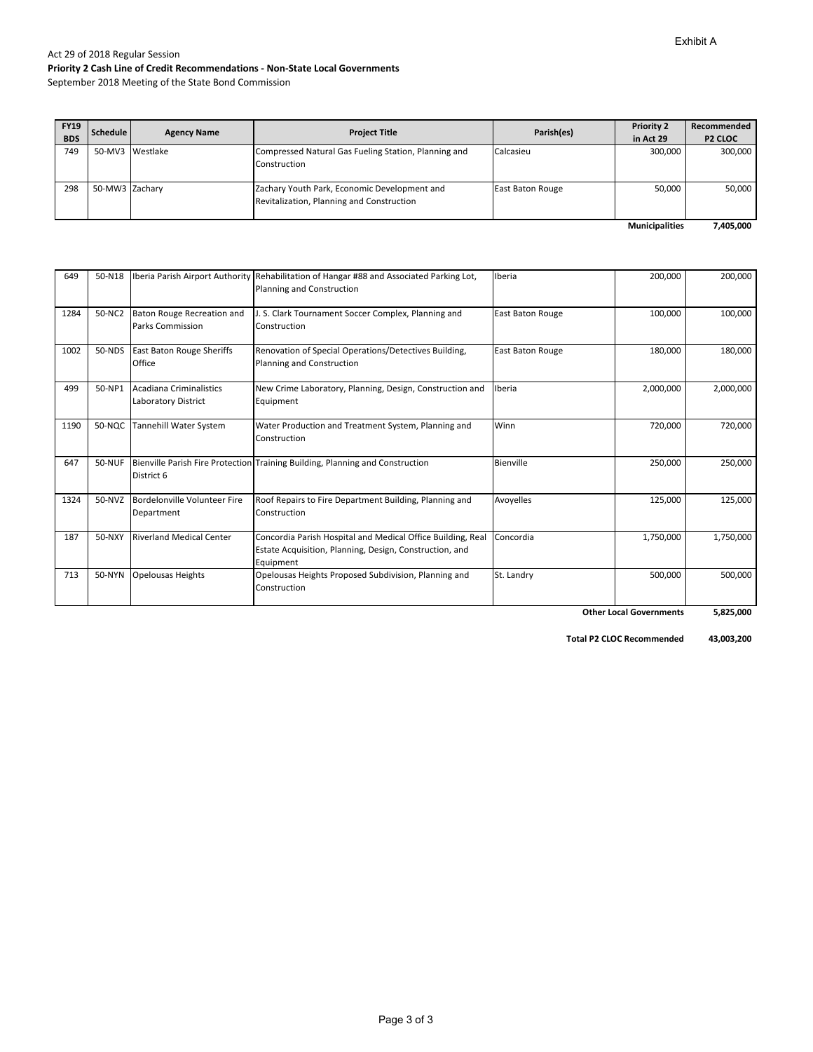Exhibit A

Act 29 of 2018 Regular Session
**Priority 2 Cash Line of Credit Recommendations - Non-State Local Governments**
September 2018 Meeting of the State Bond Commission

| FY19 BDS | Schedule | Agency Name | Project Title | Parish(es) | Priority 2 in Act 29 | Recommended P2 CLOC |
|---|---|---|---|---|---|---|
| 749 | 50-MV3 | Westlake | Compressed Natural Gas Fueling Station, Planning and Construction | Calcasieu | 300,000 | 300,000 |
| 298 | 50-MW3 | Zachary | Zachary Youth Park, Economic Development and Revitalization, Planning and Construction | East Baton Rouge | 50,000 | 50,000 |
| | | | | | **Municipalities** | **7,405,000** |

| FY19 BDS | Schedule | Agency Name | Project Title | Parish(es) | Priority 2 in Act 29 | Recommended P2 CLOC |
|---|---|---|---|---|---|---|
| 649 | 50-N18 | Iberia Parish Airport Authority | Rehabilitation of Hangar #88 and Associated Parking Lot, Planning and Construction | Iberia | 200,000 | 200,000 |
| 1284 | 50-NC2 | Baton Rouge Recreation and Parks Commission | J. S. Clark Tournament Soccer Complex, Planning and Construction | East Baton Rouge | 100,000 | 100,000 |
| 1002 | 50-NDS | East Baton Rouge Sheriffs Office | Renovation of Special Operations/Detectives Building, Planning and Construction | East Baton Rouge | 180,000 | 180,000 |
| 499 | 50-NP1 | Acadiana Criminalistics Laboratory District | New Crime Laboratory, Planning, Design, Construction and Equipment | Iberia | 2,000,000 | 2,000,000 |
| 1190 | 50-NQC | Tannehill Water System | Water Production and Treatment System, Planning and Construction | Winn | 720,000 | 720,000 |
| 647 | 50-NUF | Bienville Parish Fire Protection District 6 | Training Building, Planning and Construction | Bienville | 250,000 | 250,000 |
| 1324 | 50-NVZ | Bordelonville Volunteer Fire Department | Roof Repairs to Fire Department Building, Planning and Construction | Avoyelles | 125,000 | 125,000 |
| 187 | 50-NXY | Riverland Medical Center | Concordia Parish Hospital and Medical Office Building, Real Estate Acquisition, Planning, Design, Construction, and Equipment | Concordia | 1,750,000 | 1,750,000 |
| 713 | 50-NYN | Opelousas Heights | Opelousas Heights Proposed Subdivision, Planning and Construction | St. Landry | 500,000 | 500,000 |
| | | | | | **Other Local Governments** | **5,825,000** |

**Total P2 CLOC Recommended 43,003,200**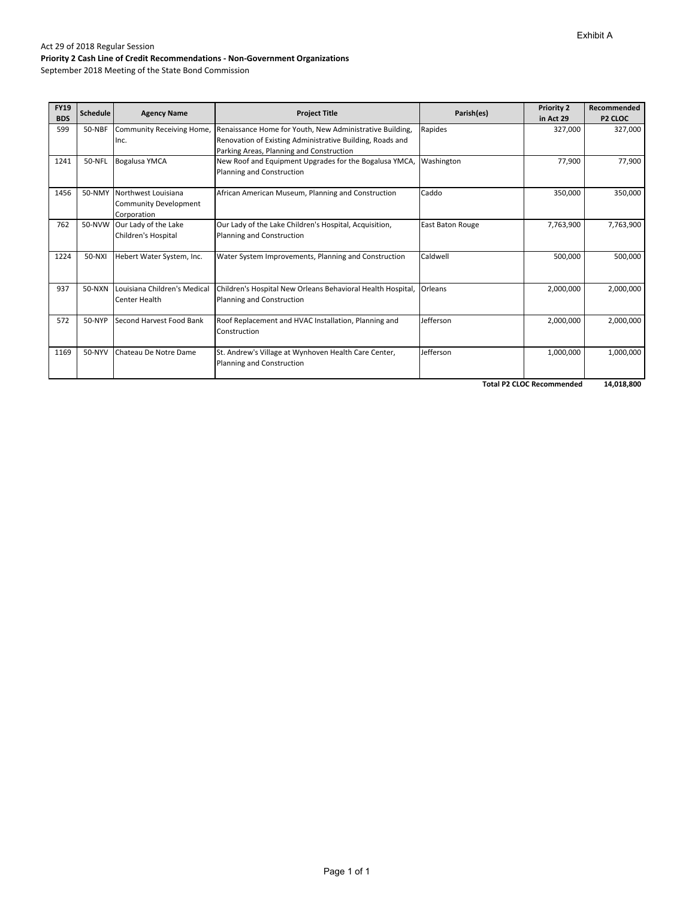Exhibit A

Act 29 of 2018 Regular Session

**Priority 2 Cash Line of Credit Recommendations - Non-Government Organizations**

September 2018 Meeting of the State Bond Commission

| FY19 BDS | Schedule | Agency Name | Project Title | Parish(es) | Priority 2 in Act 29 | Recommended P2 CLOC |
|---|---|---|---|---|---|---|
| 599 | 50-NBF | Community Receiving Home, Inc. | Renaissance Home for Youth, New Administrative Building, Renovation of Existing Administrative Building, Roads and Parking Areas, Planning and Construction | Rapides | 327,000 | 327,000 |
| 1241 | 50-NFL | Bogalusa YMCA | New Roof and Equipment Upgrades for the Bogalusa YMCA, Planning and Construction | Washington | 77,900 | 77,900 |
| 1456 | 50-NMY | Northwest Louisiana Community Development Corporation | African American Museum, Planning and Construction | Caddo | 350,000 | 350,000 |
| 762 | 50-NVW | Our Lady of the Lake Children's Hospital | Our Lady of the Lake Children's Hospital, Acquisition, Planning and Construction | East Baton Rouge | 7,763,900 | 7,763,900 |
| 1224 | 50-NXI | Hebert Water System, Inc. | Water System Improvements, Planning and Construction | Caldwell | 500,000 | 500,000 |
| 937 | 50-NXN | Louisiana Children's Medical Center Health | Children's Hospital New Orleans Behavioral Health Hospital, Planning and Construction | Orleans | 2,000,000 | 2,000,000 |
| 572 | 50-NYP | Second Harvest Food Bank | Roof Replacement and HVAC Installation, Planning and Construction | Jefferson | 2,000,000 | 2,000,000 |
| 1169 | 50-NYV | Chateau De Notre Dame | St. Andrew's Village at Wynhoven Health Care Center, Planning and Construction | Jefferson | 1,000,000 | 1,000,000 |
| | | | | | **Total P2 CLOC Recommended** | **14,018,800** |